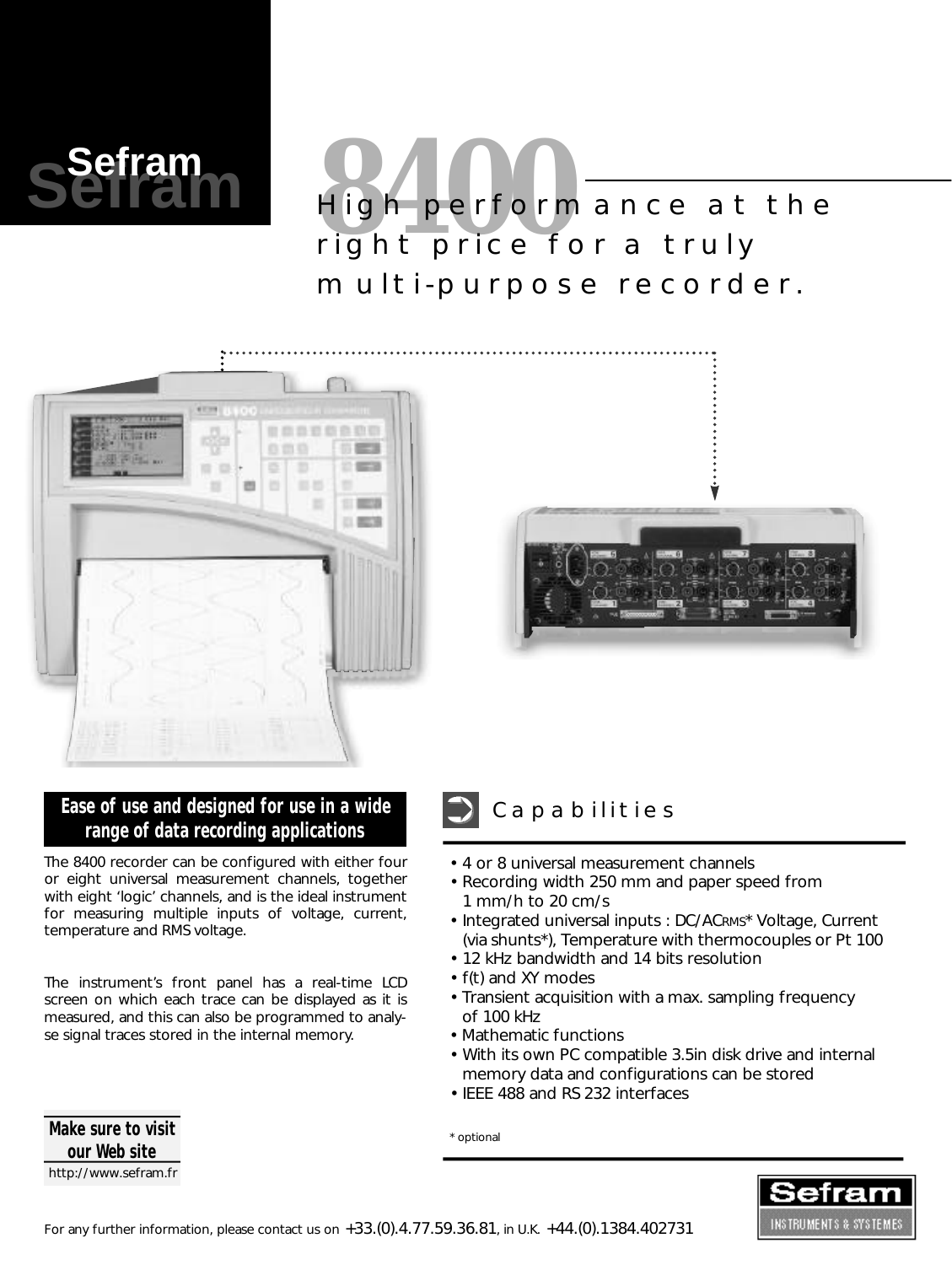# Sefram

# 8400

## High performance at the right price for a truly multi-purpose recorder.

### Ease of use and designed for use in a wide range of data recording applications

The 8400 recorder can be configured with either four or eight universal measurement channels, together with eight 'logic' channels, and is the ideal instrument for measuring multiple inputs of voltage, current, temperature and RMS voltage.

The instrument's front panel has a real-time LCD screen on which each trace can be displayed as it is measured, and this can also be programmed to analyse signal traces stored in the internal memory.

### Capabilities

- 4 or 8 universal measurement channels
- Recording width 250 mm and paper speed from 1 mm/h to 20 cm/s
- Integrated universal inputs : DC/AC$_{RMS}$* Voltage, Current (via shunts*), Temperature with thermocouples or Pt 100
- 12 kHz bandwidth and 14 bits resolution
- f(t) and XY modes
- Transient acquisition with a max. sampling frequency of 100 kHz
- Mathematic functions
- With its own PC compatible 3.5in disk drive and internal memory data and configurations can be stored
- IEEE 488 and RS 232 interfaces

* optional

**Make sure to visit our Web site**

http://www.sefram.fr

For any further information, please contact us on +33.(0).4.77.59.36.81, in U.K. +44.(0).1384.402731

Sefram INSTRUMENTS & SYSTEMES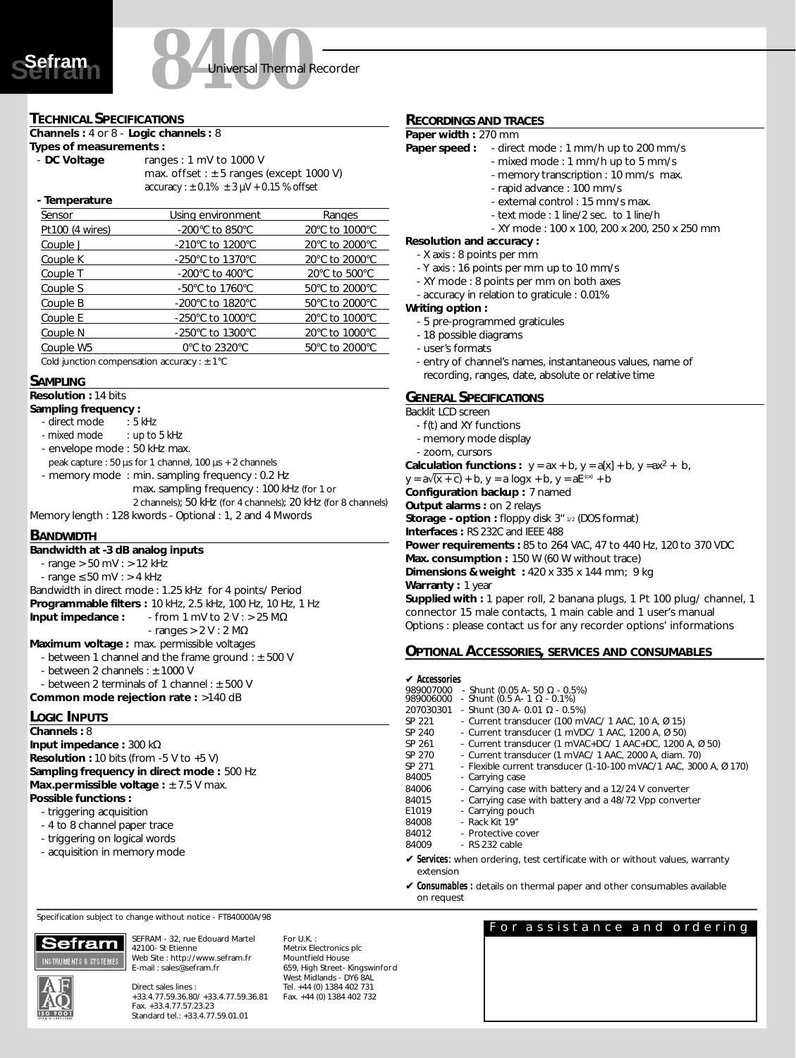# 8400 Universal Thermal Recorder

## TECHNICAL SPECIFICATIONS

**Channels :** 4 or 8 - **Logic channels :** 8

**Types of measurements :**

- **DC Voltage** ranges : 1 mV to 1000 V
  max. offset : ± 5 ranges (except 1000 V)
  accuracy : ± 0.1% ± 3 µV + 0.15 % offset
- **Temperature**

| Sensor | Using environment | Ranges |
|---|---|---|
| Pt100 (4 wires) | -200°C to 850°C | 20°C to 1000°C |
| Couple J | -210°C to 1200°C | 20°C to 2000°C |
| Couple K | -250°C to 1370°C | 20°C to 2000°C |
| Couple T | -200°C to 400°C | 20°C to 500°C |
| Couple S | -50°C to 1760°C | 50°C to 2000°C |
| Couple B | -200°C to 1820°C | 50°C to 2000°C |
| Couple E | -250°C to 1000°C | 20°C to 1000°C |
| Couple N | -250°C to 1300°C | 20°C to 1000°C |
| Couple W5 | 0°C to 2320°C | 50°C to 2000°C |

Cold junction compensation accuracy : ± 1°C

## SAMPLING

**Resolution :** 14 bits

**Sampling frequency :**

- direct mode : 5 kHz
- mixed mode : up to 5 kHz
- envelope mode : 50 kHz max.
  peak capture : 50 µs for 1 channel, 100 µs + 2 channels
- memory mode : min. sampling frequency : 0.2 Hz
  max. sampling frequency : 100 kHz (for 1 or 2 channels); 50 kHz (for 4 channels); 20 kHz (for 8 channels)

Memory length : 128 kwords - Optional : 1, 2 and 4 Mwords

## BANDWIDTH

**Bandwidth at -3 dB analog inputs**

- range > 50 mV : > 12 kHz
- range ≤ 50 mV : > 4 kHz

Bandwidth in direct mode : 1.25 kHz for 4 points/ Period

**Programmable filters :** 10 kHz, 2.5 kHz, 100 Hz, 10 Hz, 1 Hz

**Input impedance :**
- from 1 mV to 2 V : > 25 MΩ
- ranges > 2 V : 2 MΩ

**Maximum voltage :** max. permissible voltages

- between 1 channel and the frame ground : ± 500 V
- between 2 channels : ± 1000 V
- between 2 terminals of 1 channel : ± 500 V

**Common mode rejection rate :** >140 dB

## LOGIC INPUTS

**Channels :** 8

**Input impedance :** 300 kΩ

**Resolution :** 10 bits (from -5 V to +5 V)

**Sampling frequency in direct mode :** 500 Hz

**Max.permissible voltage :** ± 7.5 V max.

**Possible functions :**

- triggering acquisition
- 4 to 8 channel paper trace
- triggering on logical words
- acquisition in memory mode

## RECORDINGS AND TRACES

**Paper width :** 270 mm

**Paper speed :**
- direct mode : 1 mm/h up to 200 mm/s
- mixed mode : 1 mm/h up to 5 mm/s
- memory transcription : 10 mm/s max.
- rapid advance : 100 mm/s
- external control : 15 mm/s max.
- text mode : 1 line/2 sec. to 1 line/h
- XY mode : 100 x 100, 200 x 200, 250 x 250 mm

**Resolution and accuracy :**

- X axis : 8 points per mm
- Y axis : 16 points per mm up to 10 mm/s
- XY mode : 8 points per mm on both axes
- accuracy in relation to graticule : 0.01%

**Writing option :**

- 5 pre-programmed graticules
- 18 possible diagrams
- user's formats
- entry of channel's names, instantaneous values, name of recording, ranges, date, absolute or relative time

## GENERAL SPECIFICATIONS

Backlit LCD screen

- f(t) and XY functions
- memory mode display
- zoom, cursors

**Calculation functions :** $y = ax + b$, $y = a[x] + b$, $y = ax^2 + b$, $y = a\sqrt{(x + c)} + b$, $y = a \log x + b$, $y = aE^{(cx)} + b$

**Configuration backup :** 7 named

**Output alarms :** on 2 relays

**Storage - option :** floppy disk 3"1/2 (DOS format)

**Interfaces :** RS 232C and IEEE 488

**Power requirements :** 85 to 264 VAC, 47 to 440 Hz, 120 to 370 VDC

**Max. consumption :** 150 W (60 W without trace)

**Dimensions & weight :** 420 x 335 x 144 mm; 9 kg

**Warranty :** 1 year

**Supplied with :** 1 paper roll, 2 banana plugs, 1 Pt 100 plug/ channel, 1 connector 15 male contacts, 1 main cable and 1 user's manual

Options : please contact us for any recorder options' informations

## OPTIONAL ACCESSORIES, SERVICES AND CONSUMABLES

✔ **Accessories**

| | |
|---|---|
| 989007000 | - Shunt (0.05 A- 50 Ω - 0.5%) |
| 989006000 | - Shunt (0.5 A- 1 Ω - 0.1%) |
| 207030301 | - Shunt (30 A- 0.01 Ω - 0.5%) |
| SP 221 | - Current transducer (100 mVAC/ 1 AAC, 10 A, Ø 15) |
| SP 240 | - Current transducer (1 mVDC/ 1 AAC, 1200 A, Ø 50) |
| SP 261 | - Current transducer (1 mVAC+DC/ 1 AAC+DC, 1200 A, Ø 50) |
| SP 270 | - Current transducer (1 mVAC/ 1 AAC, 2000 A, diam. 70) |
| SP 271 | - Flexible current transducer (1-10-100 mVAC/1 AAC, 3000 A, Ø 170) |
| 84005 | - Carrying case |
| 84006 | - Carrying case with battery and a 12/24 V converter |
| 84015 | - Carrying case with battery and a 48/72 Vpp converter |
| E1019 | - Carrying pouch |
| 84008 | - Rack Kit 19" |
| 84012 | - Protective cover |
| 84009 | - RS 232 cable |

✔ **Services**: when ordering, test certificate with or without values, warranty extension

✔ **Consumables :** details on thermal paper and other consumables available on request

Specification subject to change without notice - FT840000A/98

SEFRAM - 32, rue Edouard Martel
42100- St Etienne
Web Site : http://www.sefram.fr
E-mail : sales@sefram.fr

Direct sales lines :
+33.4.77.59.36.80/ +33.4.77.59.36.81
Fax. +33.4.77.57.23.23
Standard tel.: +33.4.77.59.01.01

For U.K. :
Metrix Electronics plc
Mountfield House
659, High Street- Kingswinford
West Midlands - DY6 8AL
Tel. +44 (0) 1384 402 731
Fax. +44 (0) 1384 402 732

For assistance and ordering